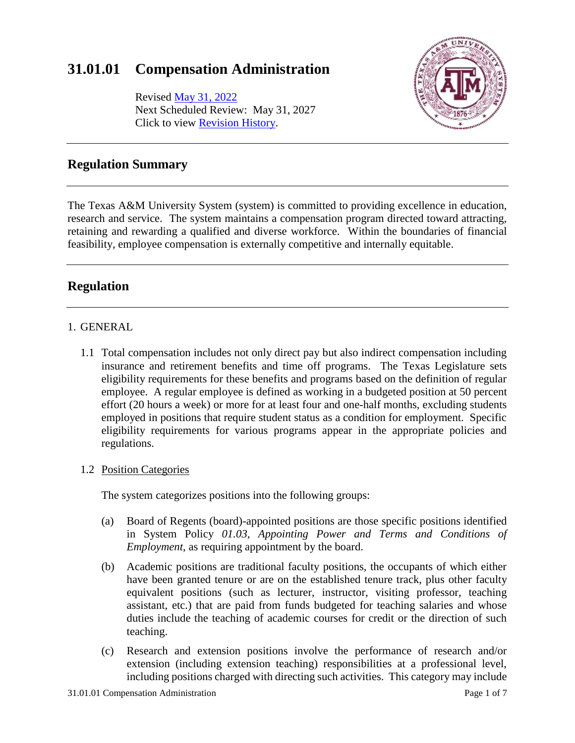# 31.01.01 Compensation Administration

Revised May 31, 2022
Next Scheduled Review: May 31, 2027
Click to view Revision History.

## Regulation Summary

The Texas A&M University System (system) is committed to providing excellence in education, research and service. The system maintains a compensation program directed toward attracting, retaining and rewarding a qualified and diverse workforce. Within the boundaries of financial feasibility, employee compensation is externally competitive and internally equitable.

## Regulation

1. GENERAL

   1.1 Total compensation includes not only direct pay but also indirect compensation including insurance and retirement benefits and time off programs. The Texas Legislature sets eligibility requirements for these benefits and programs based on the definition of regular employee. A regular employee is defined as working in a budgeted position at 50 percent effort (20 hours a week) or more for at least four and one-half months, excluding students employed in positions that require student status as a condition for employment. Specific eligibility requirements for various programs appear in the appropriate policies and regulations.

   1.2 Position Categories

   The system categorizes positions into the following groups:

   (a) Board of Regents (board)-appointed positions are those specific positions identified in System Policy *01.03, Appointing Power and Terms and Conditions of Employment*, as requiring appointment by the board.

   (b) Academic positions are traditional faculty positions, the occupants of which either have been granted tenure or are on the established tenure track, plus other faculty equivalent positions (such as lecturer, instructor, visiting professor, teaching assistant, etc.) that are paid from funds budgeted for teaching salaries and whose duties include the teaching of academic courses for credit or the direction of such teaching.

   (c) Research and extension positions involve the performance of research and/or extension (including extension teaching) responsibilities at a professional level, including positions charged with directing such activities. This category may include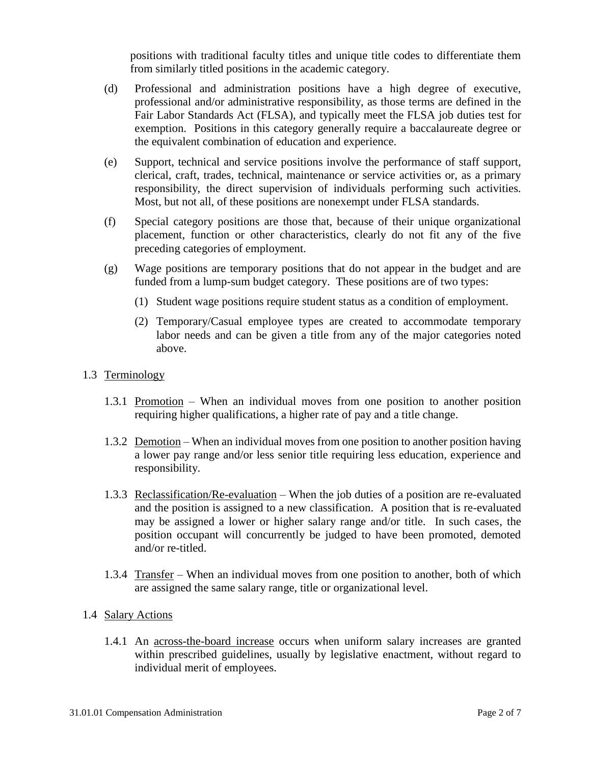positions with traditional faculty titles and unique title codes to differentiate them from similarly titled positions in the academic category.

(d) Professional and administration positions have a high degree of executive, professional and/or administrative responsibility, as those terms are defined in the Fair Labor Standards Act (FLSA), and typically meet the FLSA job duties test for exemption. Positions in this category generally require a baccalaureate degree or the equivalent combination of education and experience.

(e) Support, technical and service positions involve the performance of staff support, clerical, craft, trades, technical, maintenance or service activities or, as a primary responsibility, the direct supervision of individuals performing such activities. Most, but not all, of these positions are nonexempt under FLSA standards.

(f) Special category positions are those that, because of their unique organizational placement, function or other characteristics, clearly do not fit any of the five preceding categories of employment.

(g) Wage positions are temporary positions that do not appear in the budget and are funded from a lump-sum budget category. These positions are of two types:

  (1) Student wage positions require student status as a condition of employment.

  (2) Temporary/Casual employee types are created to accommodate temporary labor needs and can be given a title from any of the major categories noted above.

1.3 <u>Terminology</u>

1.3.1 <u>Promotion</u> – When an individual moves from one position to another position requiring higher qualifications, a higher rate of pay and a title change.

1.3.2 <u>Demotion</u> – When an individual moves from one position to another position having a lower pay range and/or less senior title requiring less education, experience and responsibility.

1.3.3 <u>Reclassification/Re-evaluation</u> – When the job duties of a position are re-evaluated and the position is assigned to a new classification. A position that is re-evaluated may be assigned a lower or higher salary range and/or title. In such cases, the position occupant will concurrently be judged to have been promoted, demoted and/or re-titled.

1.3.4 <u>Transfer</u> – When an individual moves from one position to another, both of which are assigned the same salary range, title or organizational level.

1.4 <u>Salary Actions</u>

1.4.1 An <u>across-the-board increase</u> occurs when uniform salary increases are granted within prescribed guidelines, usually by legislative enactment, without regard to individual merit of employees.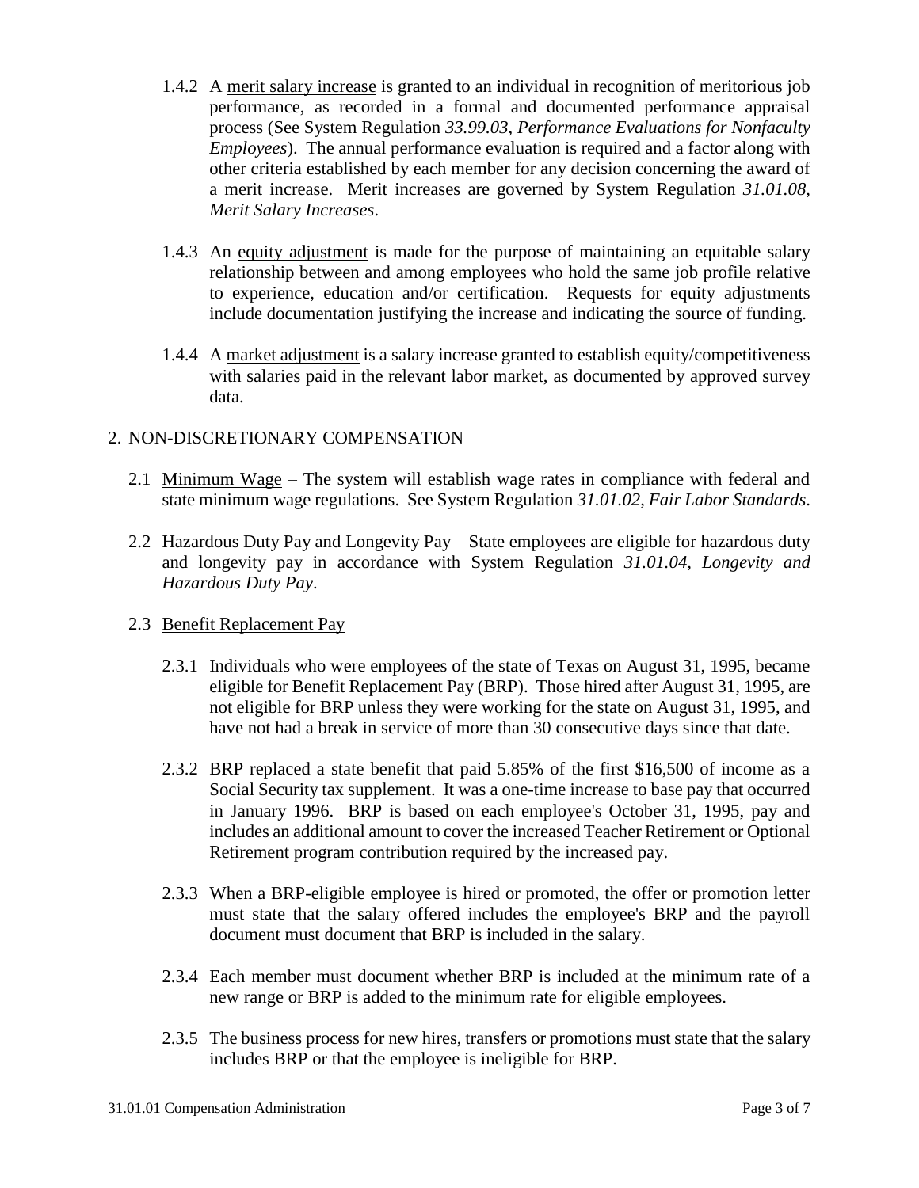1.4.2 A <u>merit salary increase</u> is granted to an individual in recognition of meritorious job performance, as recorded in a formal and documented performance appraisal process (See System Regulation *33.99.03, Performance Evaluations for Nonfaculty Employees*). The annual performance evaluation is required and a factor along with other criteria established by each member for any decision concerning the award of a merit increase. Merit increases are governed by System Regulation *31.01.08, Merit Salary Increases*.

1.4.3 An <u>equity adjustment</u> is made for the purpose of maintaining an equitable salary relationship between and among employees who hold the same job profile relative to experience, education and/or certification. Requests for equity adjustments include documentation justifying the increase and indicating the source of funding.

1.4.4 A <u>market adjustment</u> is a salary increase granted to establish equity/competitiveness with salaries paid in the relevant labor market, as documented by approved survey data.

## 2. NON-DISCRETIONARY COMPENSATION

2.1 <u>Minimum Wage</u> – The system will establish wage rates in compliance with federal and state minimum wage regulations. See System Regulation *31.01.02, Fair Labor Standards*.

2.2 <u>Hazardous Duty Pay and Longevity Pay</u> – State employees are eligible for hazardous duty and longevity pay in accordance with System Regulation *31.01.04, Longevity and Hazardous Duty Pay*.

2.3 <u>Benefit Replacement Pay</u>

2.3.1 Individuals who were employees of the state of Texas on August 31, 1995, became eligible for Benefit Replacement Pay (BRP). Those hired after August 31, 1995, are not eligible for BRP unless they were working for the state on August 31, 1995, and have not had a break in service of more than 30 consecutive days since that date.

2.3.2 BRP replaced a state benefit that paid 5.85% of the first $16,500 of income as a Social Security tax supplement. It was a one-time increase to base pay that occurred in January 1996. BRP is based on each employee's October 31, 1995, pay and includes an additional amount to cover the increased Teacher Retirement or Optional Retirement program contribution required by the increased pay.

2.3.3 When a BRP-eligible employee is hired or promoted, the offer or promotion letter must state that the salary offered includes the employee's BRP and the payroll document must document that BRP is included in the salary.

2.3.4 Each member must document whether BRP is included at the minimum rate of a new range or BRP is added to the minimum rate for eligible employees.

2.3.5 The business process for new hires, transfers or promotions must state that the salary includes BRP or that the employee is ineligible for BRP.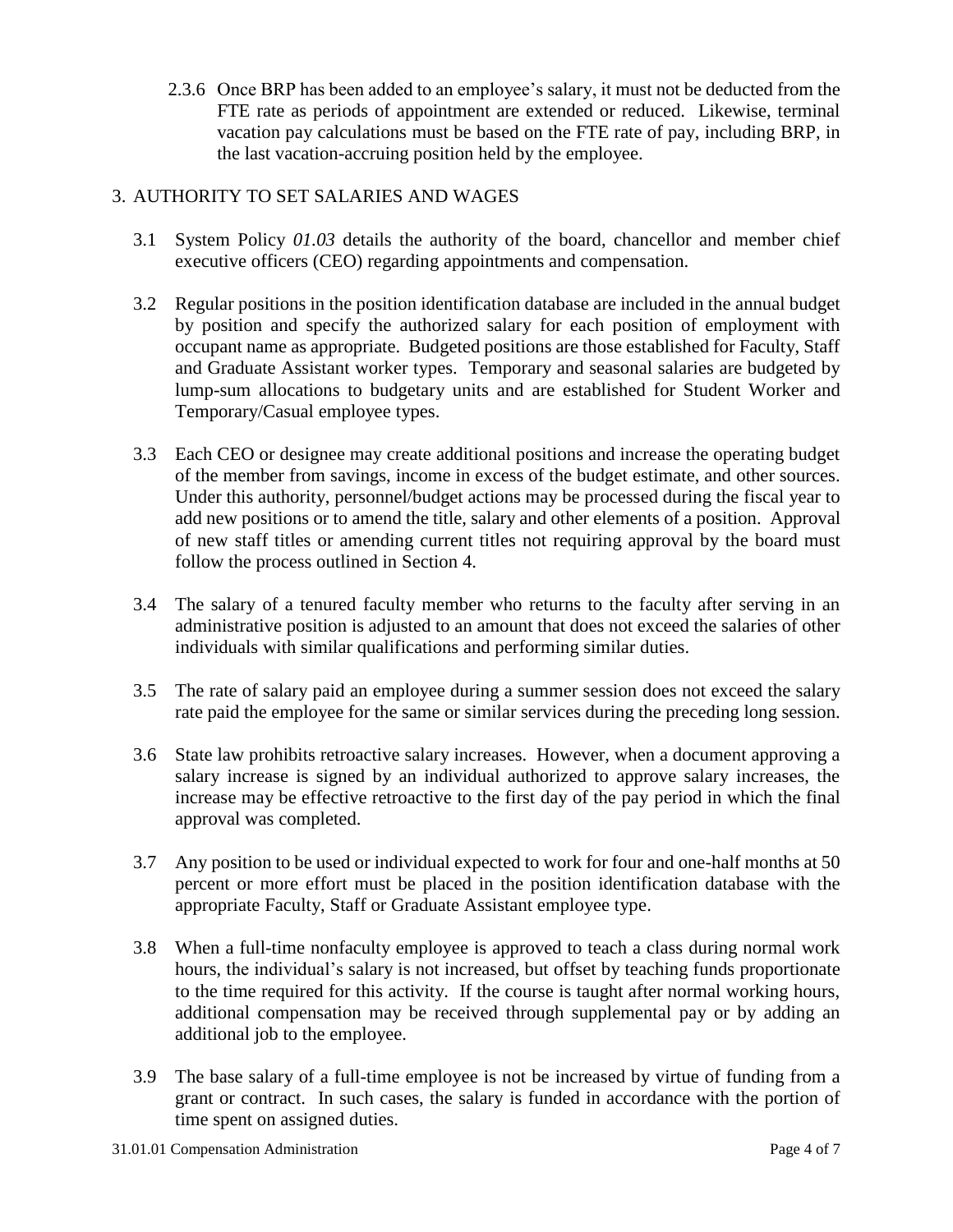2.3.6 Once BRP has been added to an employee's salary, it must not be deducted from the FTE rate as periods of appointment are extended or reduced. Likewise, terminal vacation pay calculations must be based on the FTE rate of pay, including BRP, in the last vacation-accruing position held by the employee.

## 3. AUTHORITY TO SET SALARIES AND WAGES

3.1 System Policy *01.03* details the authority of the board, chancellor and member chief executive officers (CEO) regarding appointments and compensation.

3.2 Regular positions in the position identification database are included in the annual budget by position and specify the authorized salary for each position of employment with occupant name as appropriate. Budgeted positions are those established for Faculty, Staff and Graduate Assistant worker types. Temporary and seasonal salaries are budgeted by lump-sum allocations to budgetary units and are established for Student Worker and Temporary/Casual employee types.

3.3 Each CEO or designee may create additional positions and increase the operating budget of the member from savings, income in excess of the budget estimate, and other sources. Under this authority, personnel/budget actions may be processed during the fiscal year to add new positions or to amend the title, salary and other elements of a position. Approval of new staff titles or amending current titles not requiring approval by the board must follow the process outlined in Section 4.

3.4 The salary of a tenured faculty member who returns to the faculty after serving in an administrative position is adjusted to an amount that does not exceed the salaries of other individuals with similar qualifications and performing similar duties.

3.5 The rate of salary paid an employee during a summer session does not exceed the salary rate paid the employee for the same or similar services during the preceding long session.

3.6 State law prohibits retroactive salary increases. However, when a document approving a salary increase is signed by an individual authorized to approve salary increases, the increase may be effective retroactive to the first day of the pay period in which the final approval was completed.

3.7 Any position to be used or individual expected to work for four and one-half months at 50 percent or more effort must be placed in the position identification database with the appropriate Faculty, Staff or Graduate Assistant employee type.

3.8 When a full-time nonfaculty employee is approved to teach a class during normal work hours, the individual's salary is not increased, but offset by teaching funds proportionate to the time required for this activity. If the course is taught after normal working hours, additional compensation may be received through supplemental pay or by adding an additional job to the employee.

3.9 The base salary of a full-time employee is not be increased by virtue of funding from a grant or contract. In such cases, the salary is funded in accordance with the portion of time spent on assigned duties.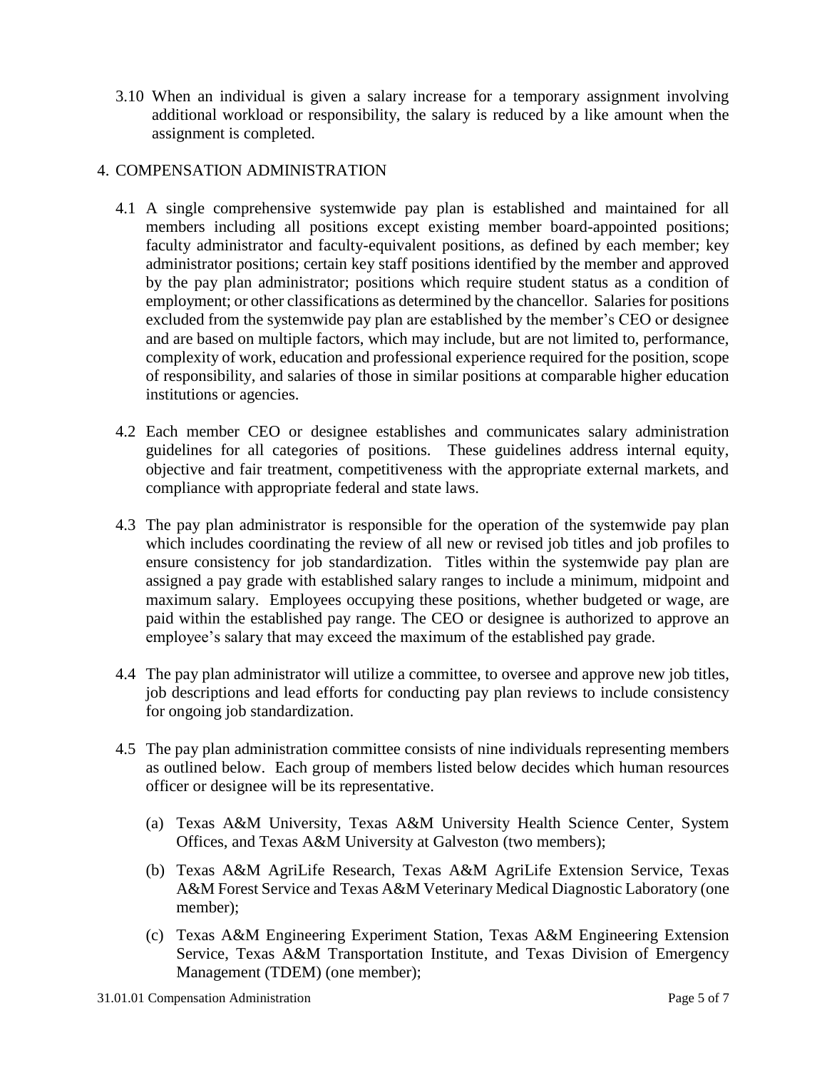3.10 When an individual is given a salary increase for a temporary assignment involving additional workload or responsibility, the salary is reduced by a like amount when the assignment is completed.

## 4. COMPENSATION ADMINISTRATION

4.1 A single comprehensive systemwide pay plan is established and maintained for all members including all positions except existing member board-appointed positions; faculty administrator and faculty-equivalent positions, as defined by each member; key administrator positions; certain key staff positions identified by the member and approved by the pay plan administrator; positions which require student status as a condition of employment; or other classifications as determined by the chancellor. Salaries for positions excluded from the systemwide pay plan are established by the member's CEO or designee and are based on multiple factors, which may include, but are not limited to, performance, complexity of work, education and professional experience required for the position, scope of responsibility, and salaries of those in similar positions at comparable higher education institutions or agencies.

4.2 Each member CEO or designee establishes and communicates salary administration guidelines for all categories of positions. These guidelines address internal equity, objective and fair treatment, competitiveness with the appropriate external markets, and compliance with appropriate federal and state laws.

4.3 The pay plan administrator is responsible for the operation of the systemwide pay plan which includes coordinating the review of all new or revised job titles and job profiles to ensure consistency for job standardization. Titles within the systemwide pay plan are assigned a pay grade with established salary ranges to include a minimum, midpoint and maximum salary. Employees occupying these positions, whether budgeted or wage, are paid within the established pay range. The CEO or designee is authorized to approve an employee's salary that may exceed the maximum of the established pay grade.

4.4 The pay plan administrator will utilize a committee, to oversee and approve new job titles, job descriptions and lead efforts for conducting pay plan reviews to include consistency for ongoing job standardization.

4.5 The pay plan administration committee consists of nine individuals representing members as outlined below. Each group of members listed below decides which human resources officer or designee will be its representative.

(a) Texas A&M University, Texas A&M University Health Science Center, System Offices, and Texas A&M University at Galveston (two members);

(b) Texas A&M AgriLife Research, Texas A&M AgriLife Extension Service, Texas A&M Forest Service and Texas A&M Veterinary Medical Diagnostic Laboratory (one member);

(c) Texas A&M Engineering Experiment Station, Texas A&M Engineering Extension Service, Texas A&M Transportation Institute, and Texas Division of Emergency Management (TDEM) (one member);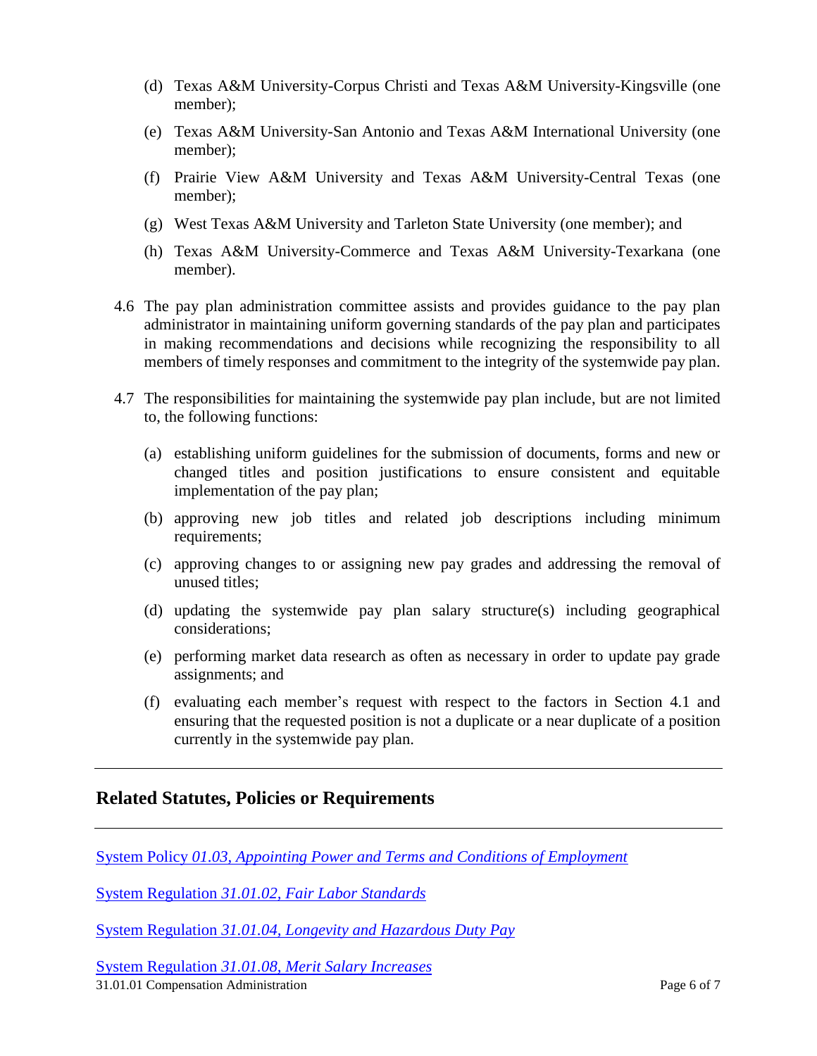(d) Texas A&M University-Corpus Christi and Texas A&M University-Kingsville (one member);

(e) Texas A&M University-San Antonio and Texas A&M International University (one member);

(f) Prairie View A&M University and Texas A&M University-Central Texas (one member);

(g) West Texas A&M University and Tarleton State University (one member); and

(h) Texas A&M University-Commerce and Texas A&M University-Texarkana (one member).

4.6 The pay plan administration committee assists and provides guidance to the pay plan administrator in maintaining uniform governing standards of the pay plan and participates in making recommendations and decisions while recognizing the responsibility to all members of timely responses and commitment to the integrity of the systemwide pay plan.

4.7 The responsibilities for maintaining the systemwide pay plan include, but are not limited to, the following functions:

(a) establishing uniform guidelines for the submission of documents, forms and new or changed titles and position justifications to ensure consistent and equitable implementation of the pay plan;

(b) approving new job titles and related job descriptions including minimum requirements;

(c) approving changes to or assigning new pay grades and addressing the removal of unused titles;

(d) updating the systemwide pay plan salary structure(s) including geographical considerations;

(e) performing market data research as often as necessary in order to update pay grade assignments; and

(f) evaluating each member's request with respect to the factors in Section 4.1 and ensuring that the requested position is not a duplicate or a near duplicate of a position currently in the systemwide pay plan.

---

## Related Statutes, Policies or Requirements

---

System Policy *01.03, Appointing Power and Terms and Conditions of Employment*

System Regulation *31.01.02, Fair Labor Standards*

System Regulation *31.01.04, Longevity and Hazardous Duty Pay*

System Regulation *31.01.08, Merit Salary Increases*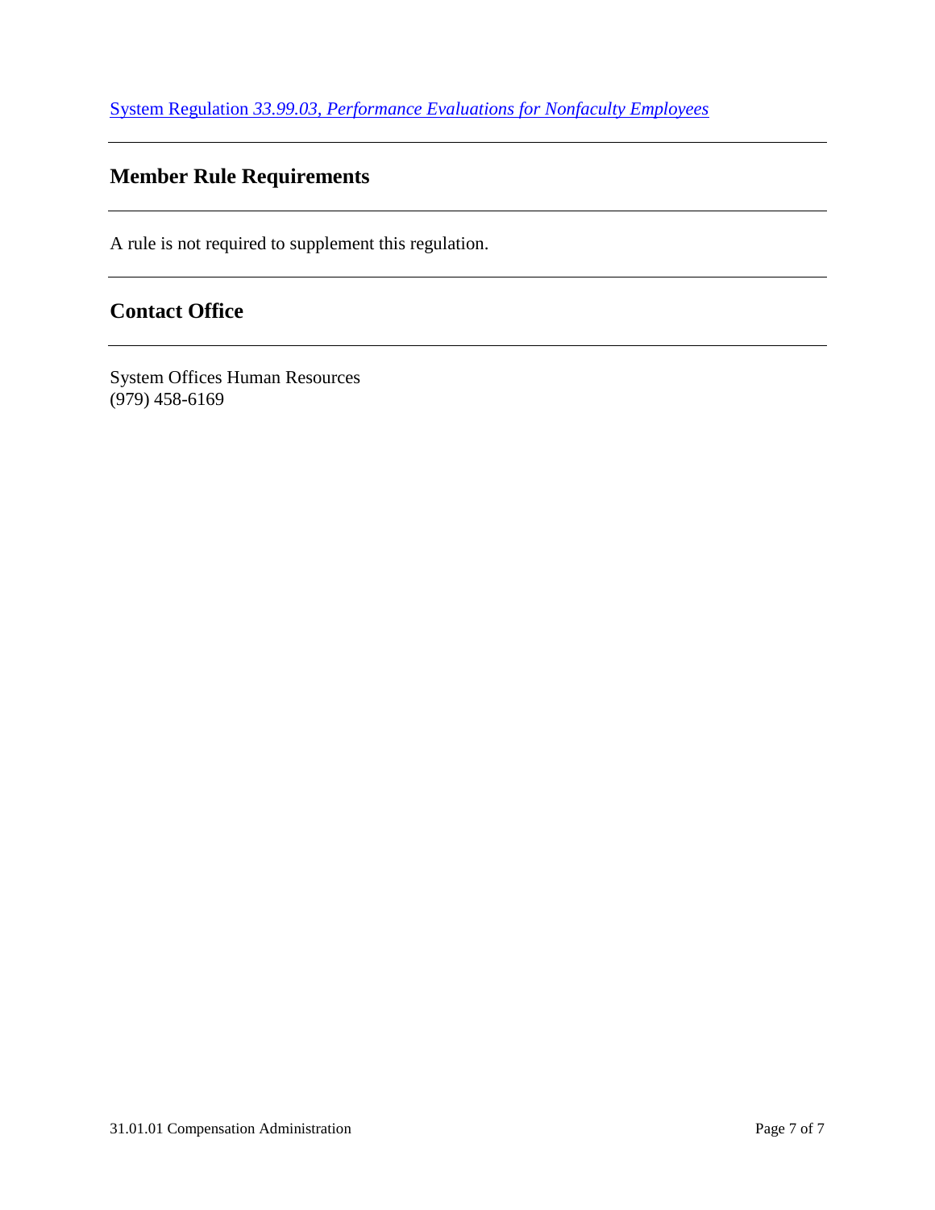[System Regulation *33.99.03, Performance Evaluations for Nonfaculty Employees*]

## Member Rule Requirements

A rule is not required to supplement this regulation.

## Contact Office

System Offices Human Resources
(979) 458-6169